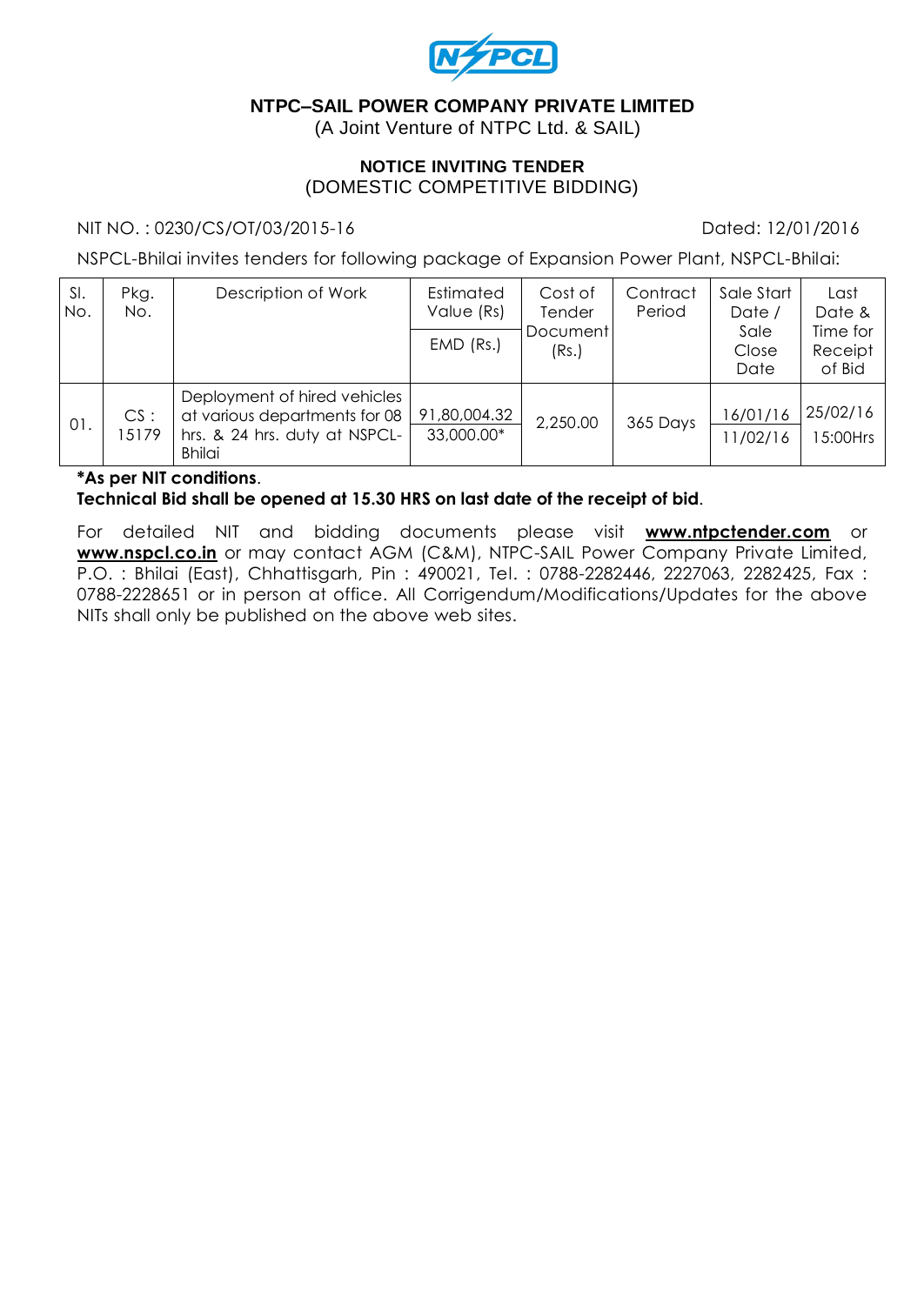**NTPC–SAIL POWER COMPANY PRIVATE LIMITED**
(A Joint Venture of NTPC Ltd. & SAIL)

**NOTICE INVITING TENDER**
(DOMESTIC COMPETITIVE BIDDING)

NIT NO. : 0230/CS/OT/03/2015-16 Dated: 12/01/2016

NSPCL-Bhilai invites tenders for following package of Expansion Power Plant, NSPCL-Bhilai:

| Sl. No. | Pkg. No. | Description of Work | Estimated Value (Rs) / EMD (Rs.) | Cost of Tender Document (Rs.) | Contract Period | Sale Start Date / Sale Close Date | Last Date & Time for Receipt of Bid |
|---|---|---|---|---|---|---|---|
| 01. | CS : 15179 | Deployment of hired vehicles at various departments for 08 hrs. & 24 hrs. duty at NSPCL-Bhilai | 91,80,004.32 / 33,000.00* | 2,250.00 | 365 Days | 16/01/16 / 11/02/16 | 25/02/16 15:00Hrs |

**\*As per NIT conditions**.
**Technical Bid shall be opened at 15.30 HRS on last date of the receipt of bid**.

For detailed NIT and bidding documents please visit **www.ntpctender.com** or **www.nspcl.co.in** or may contact AGM (C&M), NTPC-SAIL Power Company Private Limited, P.O. : Bhilai (East), Chhattisgarh, Pin : 490021, Tel. : 0788-2282446, 2227063, 2282425, Fax : 0788-2228651 or in person at office. All Corrigendum/Modifications/Updates for the above NITs shall only be published on the above web sites.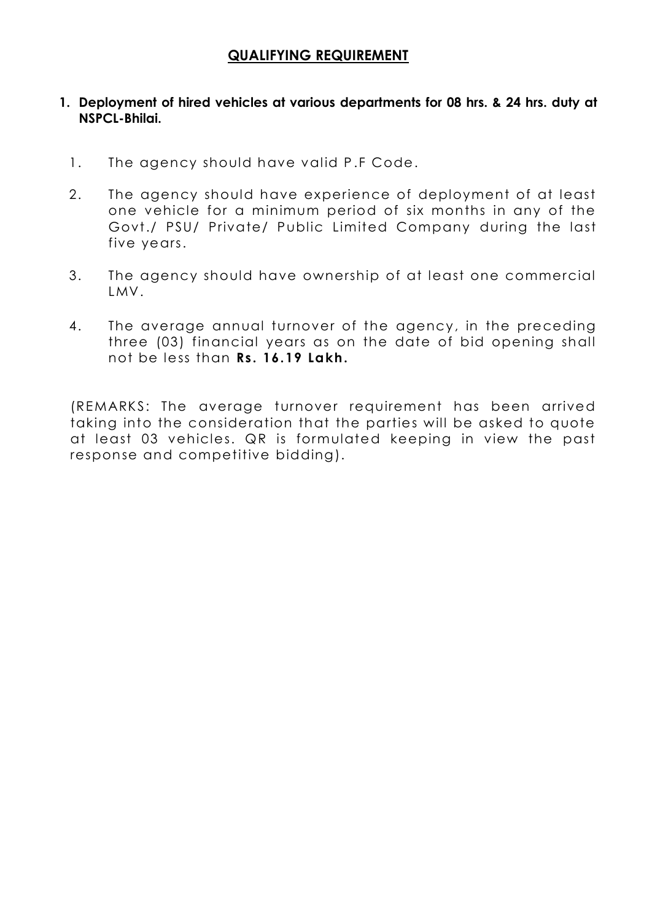## QUALIFYING REQUIREMENT

1. **Deployment of hired vehicles at various departments for 08 hrs. & 24 hrs. duty at NSPCL-Bhilai.**

   1. The agency should have valid P.F Code.
   2. The agency should have experience of deployment of at least one vehicle for a minimum period of six months in any of the Govt./ PSU/ Private/ Public Limited Company during the last five years.
   3. The agency should have ownership of at least one commercial LMV.
   4. The average annual turnover of the agency, in the preceding three (03) financial years as on the date of bid opening shall not be less than **Rs. 16.19 Lakh.**

(REMARKS: The average turnover requirement has been arrived taking into the consideration that the parties will be asked to quote at least 03 vehicles. QR is formulated keeping in view the past response and competitive bidding).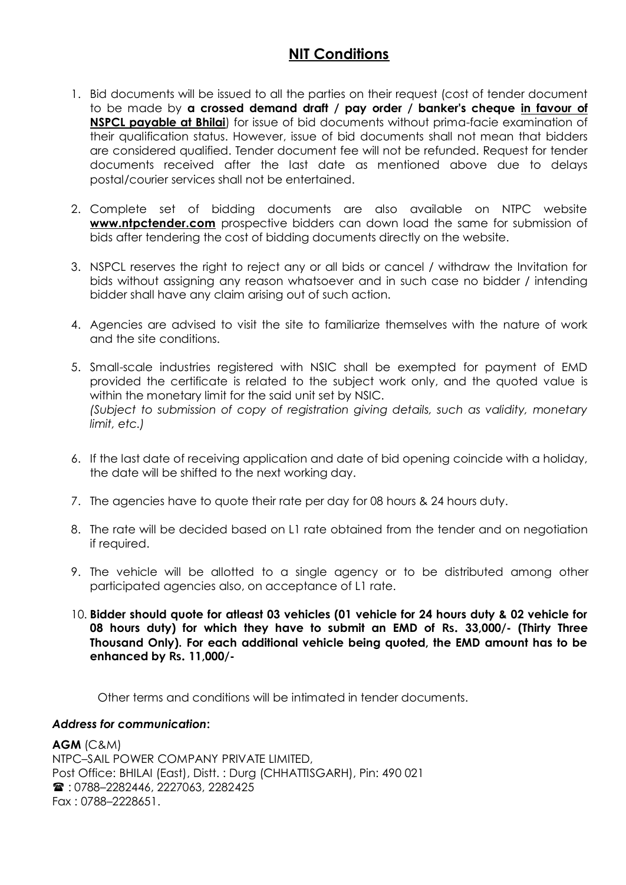# NIT Conditions

1. Bid documents will be issued to all the parties on their request (cost of tender document to be made by **a crossed demand draft / pay order / banker's cheque in favour of NSPCL payable at Bhilai**) for issue of bid documents without prima-facie examination of their qualification status. However, issue of bid documents shall not mean that bidders are considered qualified. Tender document fee will not be refunded. Request for tender documents received after the last date as mentioned above due to delays postal/courier services shall not be entertained.

2. Complete set of bidding documents are also available on NTPC website **www.ntpctender.com** prospective bidders can down load the same for submission of bids after tendering the cost of bidding documents directly on the website.

3. NSPCL reserves the right to reject any or all bids or cancel / withdraw the Invitation for bids without assigning any reason whatsoever and in such case no bidder / intending bidder shall have any claim arising out of such action.

4. Agencies are advised to visit the site to familiarize themselves with the nature of work and the site conditions.

5. Small-scale industries registered with NSIC shall be exempted for payment of EMD provided the certificate is related to the subject work only, and the quoted value is within the monetary limit for the said unit set by NSIC.
   *(Subject to submission of copy of registration giving details, such as validity, monetary limit, etc.)*

6. If the last date of receiving application and date of bid opening coincide with a holiday, the date will be shifted to the next working day.

7. The agencies have to quote their rate per day for 08 hours & 24 hours duty.

8. The rate will be decided based on L1 rate obtained from the tender and on negotiation if required.

9. The vehicle will be allotted to a single agency or to be distributed among other participated agencies also, on acceptance of L1 rate.

10. **Bidder should quote for atleast 03 vehicles (01 vehicle for 24 hours duty & 02 vehicle for 08 hours duty) for which they have to submit an EMD of Rs. 33,000/- (Thirty Three Thousand Only). For each additional vehicle being quoted, the EMD amount has to be enhanced by Rs. 11,000/-**

Other terms and conditions will be intimated in tender documents.

***Address for communication*:**

**AGM** (C&M)
NTPC–SAIL POWER COMPANY PRIVATE LIMITED,
Post Office: BHILAI (East), Distt. : Durg (CHHATTISGARH), Pin: 490 021
☎ : 0788–2282446, 2227063, 2282425
Fax : 0788–2228651.